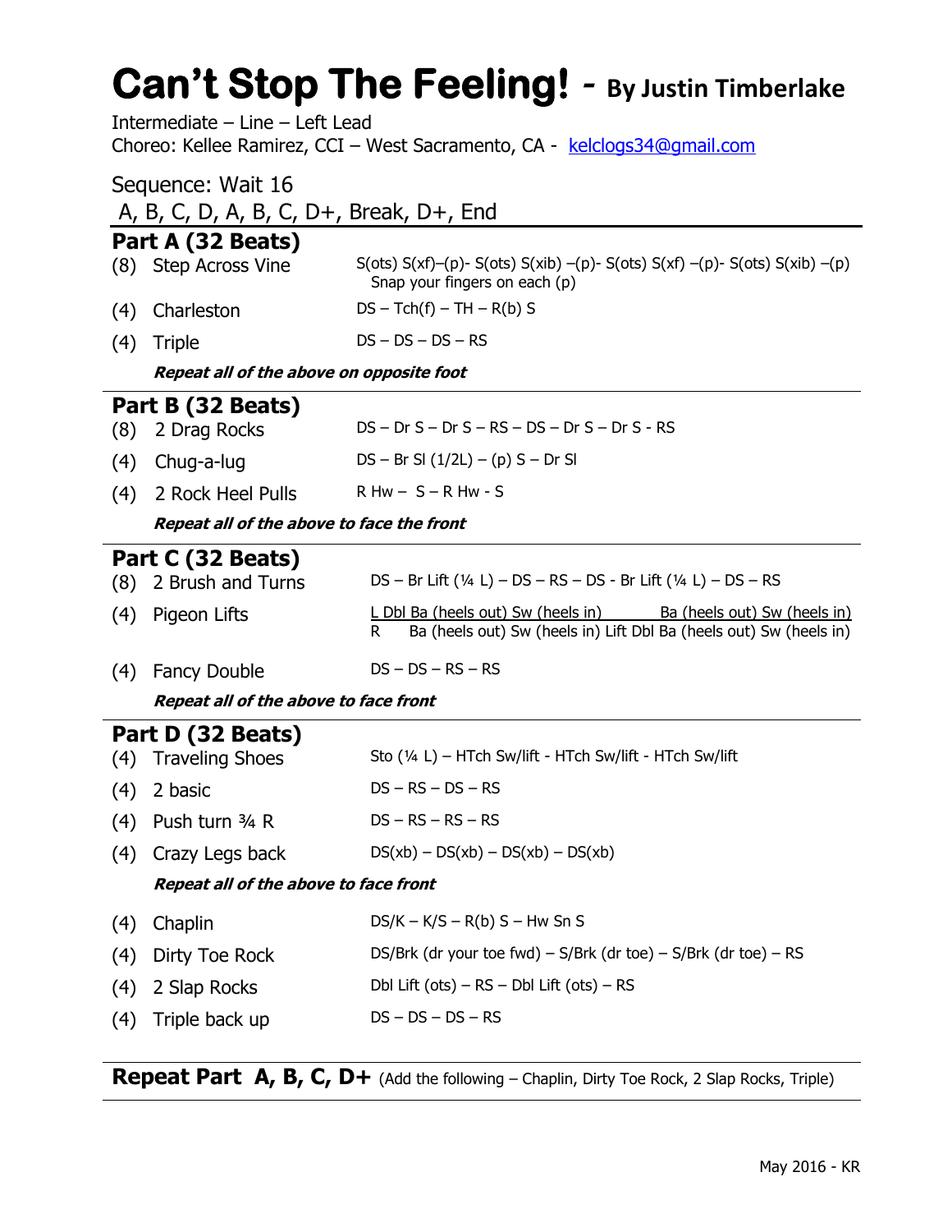# Can't Stop The Feeling! - By Justin Timberlake

Intermediate – Line – Left Lead

Choreo: Kellee Ramirez, CCI – West Sacramento, CA - kelclogs34@gmail.com

Sequence: Wait 16

A, B, C, D, A, B, C, D+, Break, D+, End

## Part A (32 Beats)

| | | |
|---|---|---|
| (8) | Step Across Vine | S(ots) S(xf)–(p)- S(ots) S(xib) –(p)- S(ots) S(xf) –(p)- S(ots) S(xib) –(p) Snap your fingers on each (p) |
| (4) | Charleston | DS – Tch(f) – TH – R(b) S |
| (4) | Triple | DS – DS – DS – RS |

***Repeat all of the above on opposite foot***

## Part B (32 Beats)

| | | |
|---|---|---|
| (8) | 2 Drag Rocks | DS – Dr S – Dr S – RS – DS – Dr S – Dr S - RS |
| (4) | Chug-a-lug | DS – Br Sl (1/2L) – (p) S – Dr Sl |
| (4) | 2 Rock Heel Pulls | R Hw – S – R Hw - S |

***Repeat all of the above to face the front***

## Part C (32 Beats)

| | | |
|---|---|---|
| (8) | 2 Brush and Turns | DS – Br Lift (¼ L) – DS – RS – DS - Br Lift (¼ L) – DS – RS |
| (4) | Pigeon Lifts | L Dbl Ba (heels out) Sw (heels in) Ba (heels out) Sw (heels in) <br> R Ba (heels out) Sw (heels in) Lift Dbl Ba (heels out) Sw (heels in) |
| (4) | Fancy Double | DS – DS – RS – RS |

***Repeat all of the above to face front***

## Part D (32 Beats)

| | | |
|---|---|---|
| (4) | Traveling Shoes | Sto (¼ L) – HTch Sw/lift - HTch Sw/lift - HTch Sw/lift |
| (4) | 2 basic | DS – RS – DS – RS |
| (4) | Push turn ¾ R | DS – RS – RS – RS |
| (4) | Crazy Legs back | DS(xb) – DS(xb) – DS(xb) – DS(xb) |

***Repeat all of the above to face front***

| | | |
|---|---|---|
| (4) | Chaplin | DS/K – K/S – R(b) S – Hw Sn S |
| (4) | Dirty Toe Rock | DS/Brk (dr your toe fwd) – S/Brk (dr toe) – S/Brk (dr toe) – RS |
| (4) | 2 Slap Rocks | Dbl Lift (ots) – RS – Dbl Lift (ots) – RS |
| (4) | Triple back up | DS – DS – DS – RS |

**Repeat Part A, B, C, D+** (Add the following – Chaplin, Dirty Toe Rock, 2 Slap Rocks, Triple)

May 2016 - KR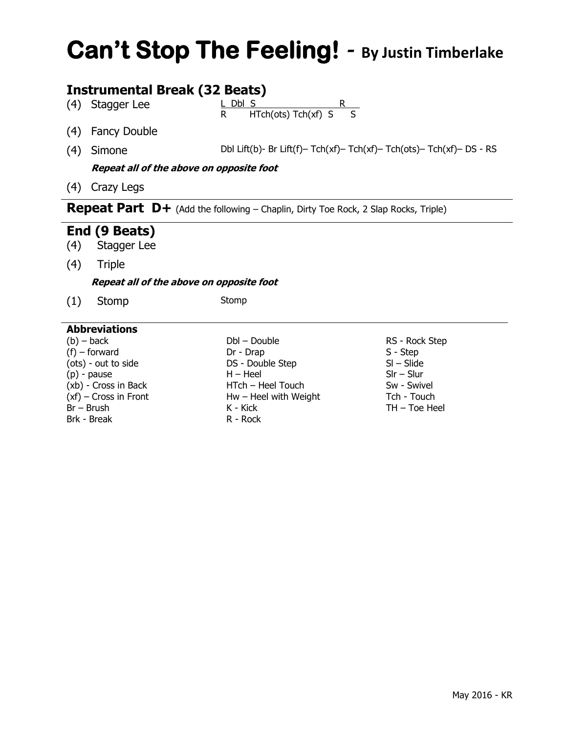# Can't Stop The Feeling! - By Justin Timberlake

## Instrumental Break (32 Beats)

(4) Stagger Lee — L Dbl S / R HTch(ots) Tch(xf) S / R S

(4) Fancy Double

(4) Simone — Dbl Lift(b)- Br Lift(f)– Tch(xf)– Tch(xf)– Tch(ots)– Tch(xf)– DS - RS

***Repeat all of the above on opposite foot***

(4) Crazy Legs

## Repeat Part D+ (Add the following – Chaplin, Dirty Toe Rock, 2 Slap Rocks, Triple)

## End (9 Beats)

(4) Stagger Lee

(4) Triple

***Repeat all of the above on opposite foot***

(1) Stomp — Stomp

### Abbreviations

| | | |
|---|---|---|
| (b) – back | Dbl – Double | RS - Rock Step |
| (f) – forward | Dr - Drap | S - Step |
| (ots) - out to side | DS - Double Step | Sl – Slide |
| (p) - pause | H – Heel | Slr – Slur |
| (xb) - Cross in Back | HTch – Heel Touch | Sw - Swivel |
| (xf) – Cross in Front | Hw – Heel with Weight | Tch - Touch |
| Br – Brush | K - Kick | TH – Toe Heel |
| Brk - Break | R - Rock | |

May 2016 - KR